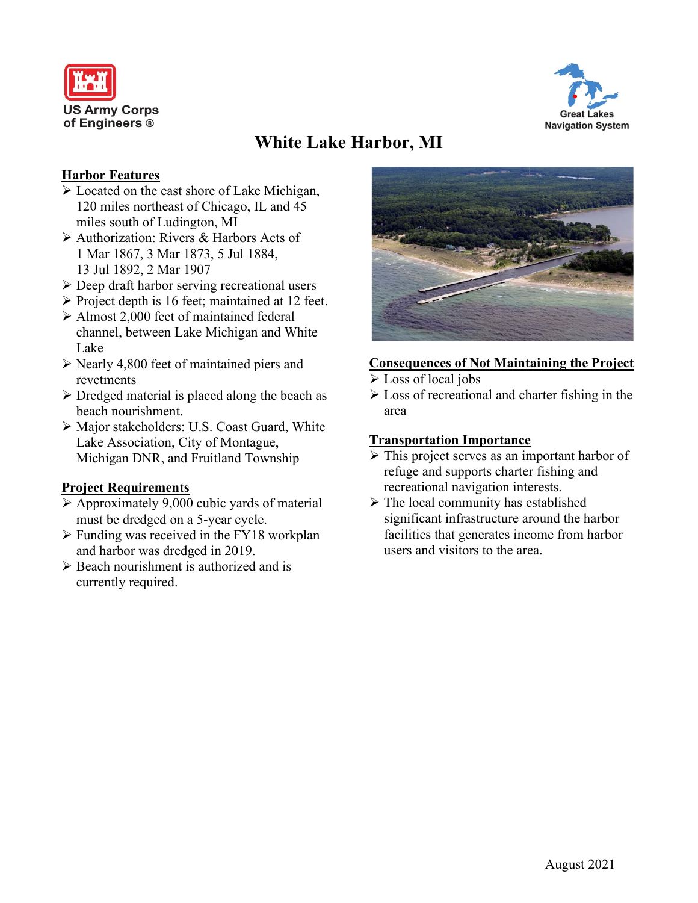US Army Corps of Engineers ®

Great Lakes Navigation System

# White Lake Harbor, MI

## Harbor Features

- Located on the east shore of Lake Michigan, 120 miles northeast of Chicago, IL and 45 miles south of Ludington, MI
- Authorization: Rivers & Harbors Acts of 1 Mar 1867, 3 Mar 1873, 5 Jul 1884, 13 Jul 1892, 2 Mar 1907
- Deep draft harbor serving recreational users
- Project depth is 16 feet; maintained at 12 feet.
- Almost 2,000 feet of maintained federal channel, between Lake Michigan and White Lake
- Nearly 4,800 feet of maintained piers and revetments
- Dredged material is placed along the beach as beach nourishment.
- Major stakeholders: U.S. Coast Guard, White Lake Association, City of Montague, Michigan DNR, and Fruitland Township

## Project Requirements

- Approximately 9,000 cubic yards of material must be dredged on a 5-year cycle.
- Funding was received in the FY18 workplan and harbor was dredged in 2019.
- Beach nourishment is authorized and is currently required.

## Consequences of Not Maintaining the Project

- Loss of local jobs
- Loss of recreational and charter fishing in the area

## Transportation Importance

- This project serves as an important harbor of refuge and supports charter fishing and recreational navigation interests.
- The local community has established significant infrastructure around the harbor facilities that generates income from harbor users and visitors to the area.

August 2021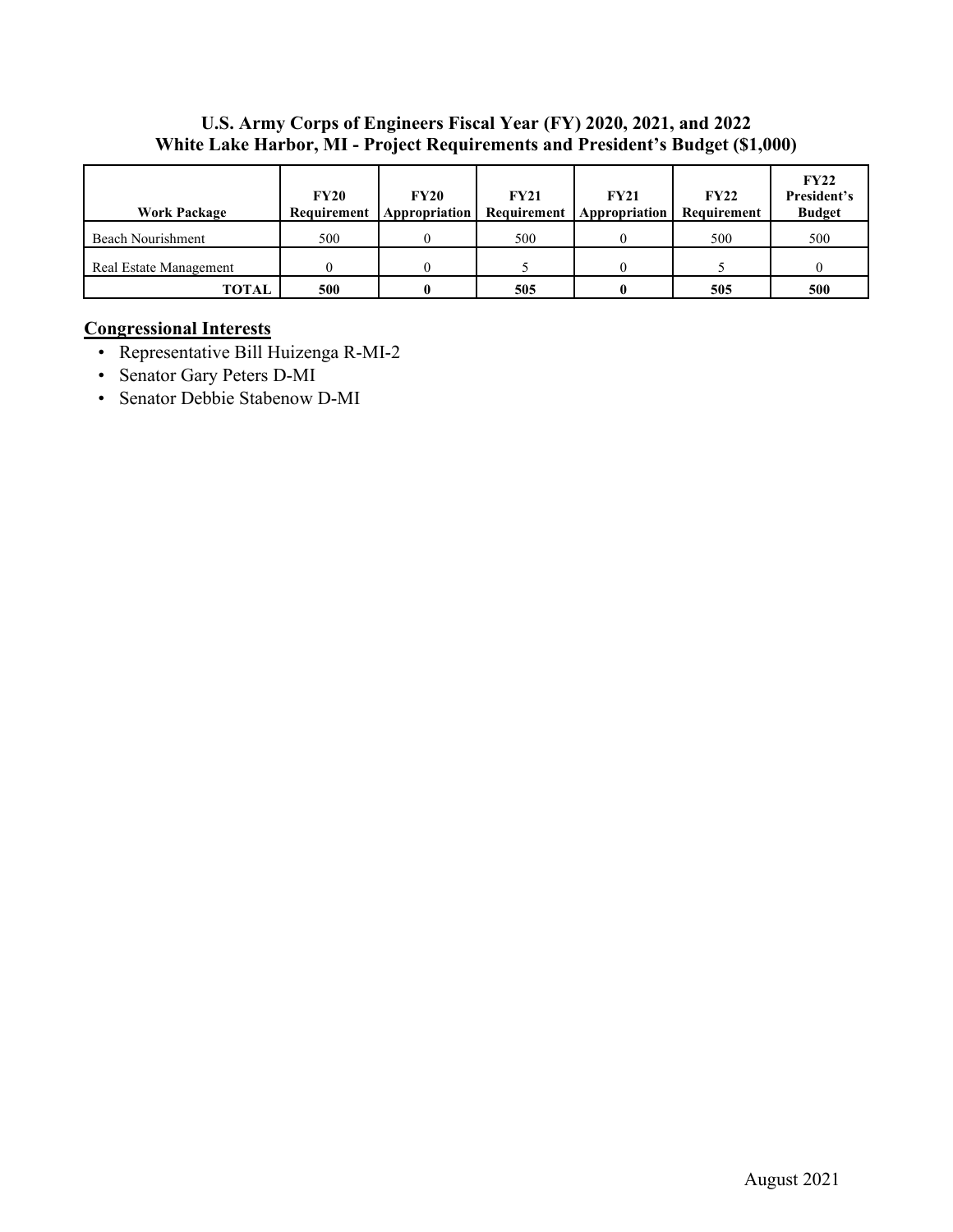## U.S. Army Corps of Engineers Fiscal Year (FY) 2020, 2021, and 2022
## White Lake Harbor, MI - Project Requirements and President's Budget ($1,000)

| Work Package | FY20 Requirement | FY20 Appropriation | FY21 Requirement | FY21 Appropriation | FY22 Requirement | FY22 President's Budget |
|---|---|---|---|---|---|---|
| Beach Nourishment | 500 | 0 | 500 | 0 | 500 | 500 |
| Real Estate Management | 0 | 0 | 5 | 0 | 5 | 0 |
| **TOTAL** | **500** | **0** | **505** | **0** | **505** | **500** |

**Congressional Interests**

- Representative Bill Huizenga R-MI-2
- Senator Gary Peters D-MI
- Senator Debbie Stabenow D-MI

August 2021